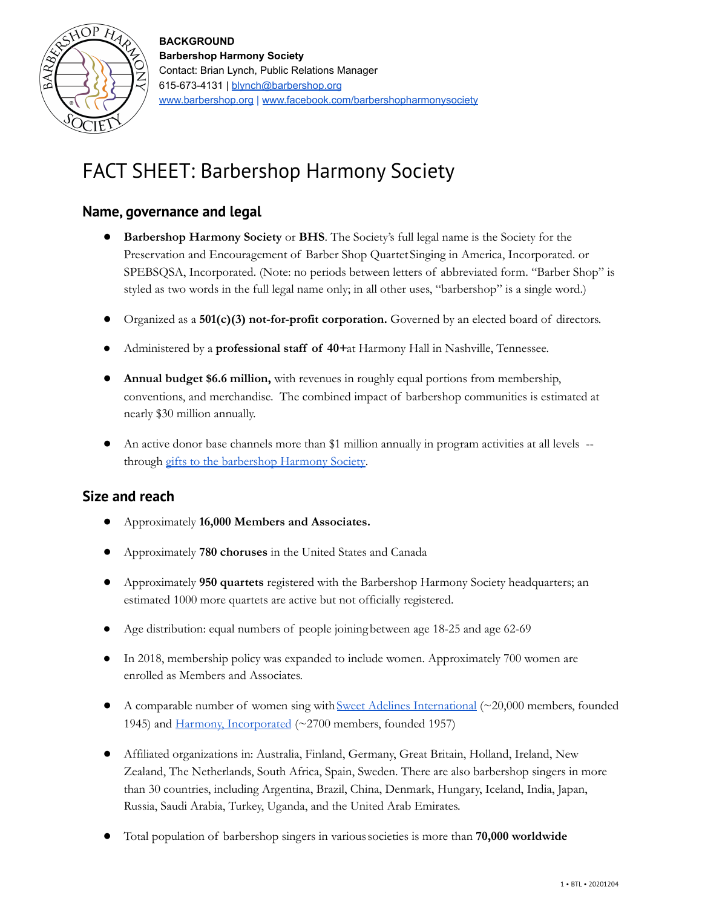**BACKGROUND**
**Barbershop Harmony Society**
Contact: Brian Lynch, Public Relations Manager
615-673-4131 | blynch@barbershop.org
www.barbershop.org | www.facebook.com/barbershopharmonysociety

# FACT SHEET: Barbershop Harmony Society

## Name, governance and legal

- **Barbershop Harmony Society** or **BHS**. The Society's full legal name is the Society for the Preservation and Encouragement of Barber Shop Quartet Singing in America, Incorporated. or SPEBSQSA, Incorporated. (Note: no periods between letters of abbreviated form. "Barber Shop" is styled as two words in the full legal name only; in all other uses, "barbershop" is a single word.)

- Organized as a **501(c)(3) not-for-profit corporation.** Governed by an elected board of directors.

- Administered by a **professional staff of 40+** at Harmony Hall in Nashville, Tennessee.

- **Annual budget $6.6 million,** with revenues in roughly equal portions from membership, conventions, and merchandise. The combined impact of barbershop communities is estimated at nearly $30 million annually.

- An active donor base channels more than $1 million annually in program activities at all levels -- through gifts to the barbershop Harmony Society.

## Size and reach

- Approximately **16,000 Members and Associates.**

- Approximately **780 choruses** in the United States and Canada

- Approximately **950 quartets** registered with the Barbershop Harmony Society headquarters; an estimated 1000 more quartets are active but not officially registered.

- Age distribution: equal numbers of people joining between age 18-25 and age 62-69

- In 2018, membership policy was expanded to include women. Approximately 700 women are enrolled as Members and Associates.

- A comparable number of women sing with Sweet Adelines International (~20,000 members, founded 1945) and Harmony, Incorporated (~2700 members, founded 1957)

- Affiliated organizations in: Australia, Finland, Germany, Great Britain, Holland, Ireland, New Zealand, The Netherlands, South Africa, Spain, Sweden. There are also barbershop singers in more than 30 countries, including Argentina, Brazil, China, Denmark, Hungary, Iceland, India, Japan, Russia, Saudi Arabia, Turkey, Uganda, and the United Arab Emirates.

- Total population of barbershop singers in various societies is more than **70,000 worldwide**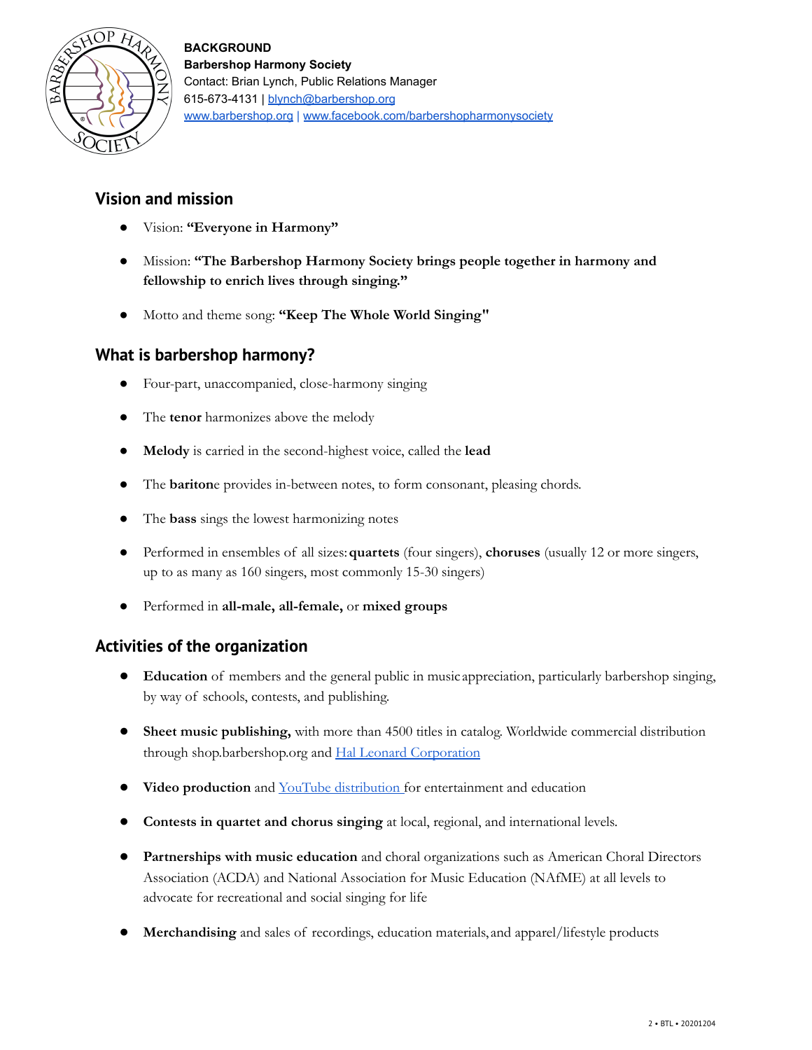**BACKGROUND**
**Barbershop Harmony Society**
Contact: Brian Lynch, Public Relations Manager
615-673-4131 | [blynch@barbershop.org](mailto:blynch@barbershop.org)
[www.barbershop.org](http://www.barbershop.org) | [www.facebook.com/barbershopharmonysociety](http://www.facebook.com/barbershopharmonysociety)

## Vision and mission

- Vision: **"Everyone in Harmony"**
- Mission: **"The Barbershop Harmony Society brings people together in harmony and fellowship to enrich lives through singing."**
- Motto and theme song: **"Keep The Whole World Singing"**

## What is barbershop harmony?

- Four-part, unaccompanied, close-harmony singing
- The **tenor** harmonizes above the melody
- **Melody** is carried in the second-highest voice, called the **lead**
- The **bariton**e provides in-between notes, to form consonant, pleasing chords.
- The **bass** sings the lowest harmonizing notes
- Performed in ensembles of all sizes: **quartets** (four singers), **choruses** (usually 12 or more singers, up to as many as 160 singers, most commonly 15-30 singers)
- Performed in **all-male, all-female,** or **mixed groups**

## Activities of the organization

- **Education** of members and the general public in music appreciation, particularly barbershop singing, by way of schools, contests, and publishing.
- **Sheet music publishing,** with more than 4500 titles in catalog. Worldwide commercial distribution through shop.barbershop.org and Hal Leonard Corporation
- **Video production** and YouTube distribution for entertainment and education
- **Contests in quartet and chorus singing** at local, regional, and international levels.
- **Partnerships with music education** and choral organizations such as American Choral Directors Association (ACDA) and National Association for Music Education (NAfME) at all levels to advocate for recreational and social singing for life
- **Merchandising** and sales of recordings, education materials, and apparel/lifestyle products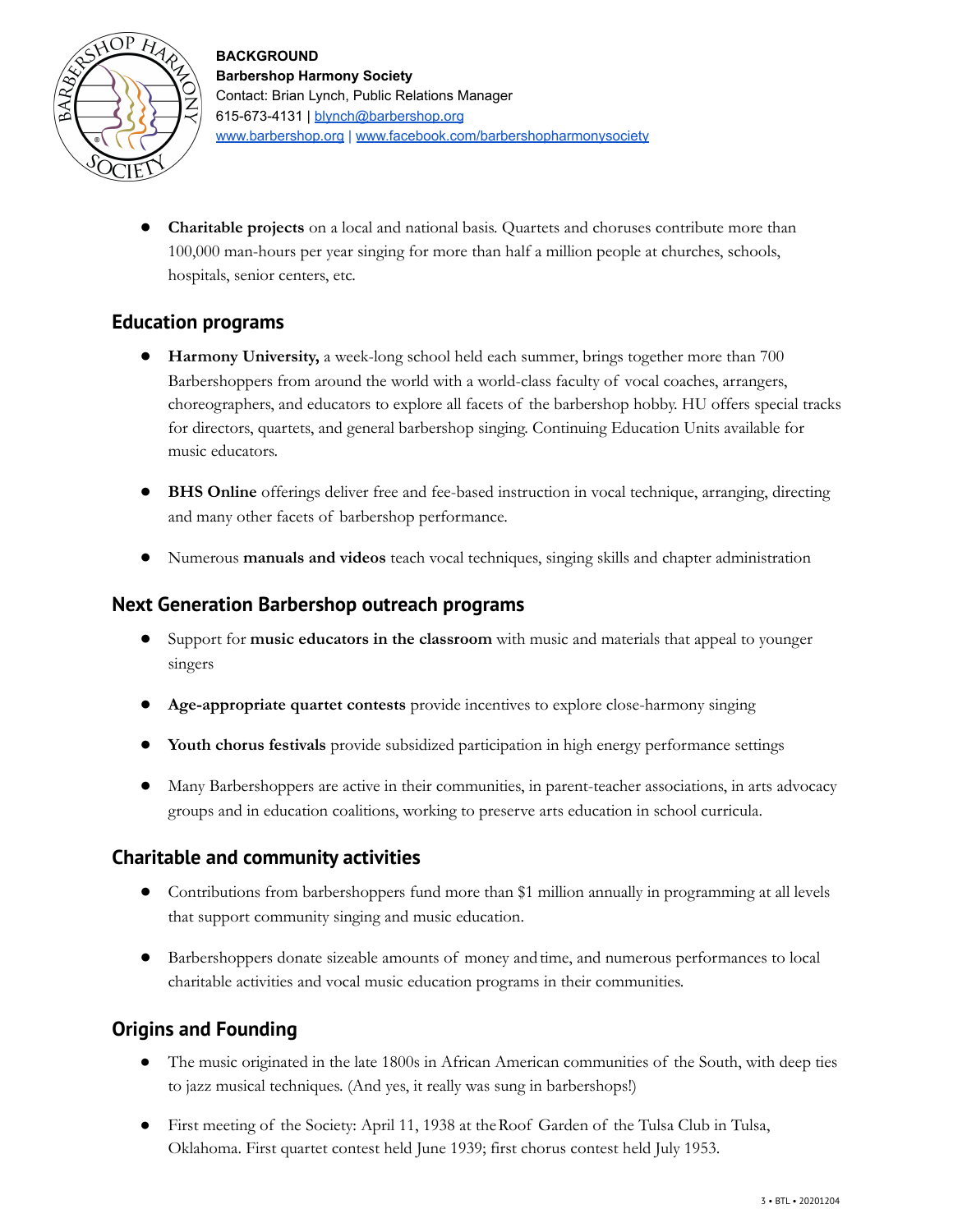- **Charitable projects** on a local and national basis. Quartets and choruses contribute more than 100,000 man-hours per year singing for more than half a million people at churches, schools, hospitals, senior centers, etc.

## Education programs

- **Harmony University,** a week-long school held each summer, brings together more than 700 Barbershoppers from around the world with a world-class faculty of vocal coaches, arrangers, choreographers, and educators to explore all facets of the barbershop hobby. HU offers special tracks for directors, quartets, and general barbershop singing. Continuing Education Units available for music educators.
- **BHS Online** offerings deliver free and fee-based instruction in vocal technique, arranging, directing and many other facets of barbershop performance.
- Numerous **manuals and videos** teach vocal techniques, singing skills and chapter administration

## Next Generation Barbershop outreach programs

- Support for **music educators in the classroom** with music and materials that appeal to younger singers
- **Age-appropriate quartet contests** provide incentives to explore close-harmony singing
- **Youth chorus festivals** provide subsidized participation in high energy performance settings
- Many Barbershoppers are active in their communities, in parent-teacher associations, in arts advocacy groups and in education coalitions, working to preserve arts education in school curricula.

## Charitable and community activities

- Contributions from barbershoppers fund more than $1 million annually in programming at all levels that support community singing and music education.
- Barbershoppers donate sizeable amounts of money and time, and numerous performances to local charitable activities and vocal music education programs in their communities.

## Origins and Founding

- The music originated in the late 1800s in African American communities of the South, with deep ties to jazz musical techniques. (And yes, it really was sung in barbershops!)
- First meeting of the Society: April 11, 1938 at the Roof Garden of the Tulsa Club in Tulsa, Oklahoma. First quartet contest held June 1939; first chorus contest held July 1953.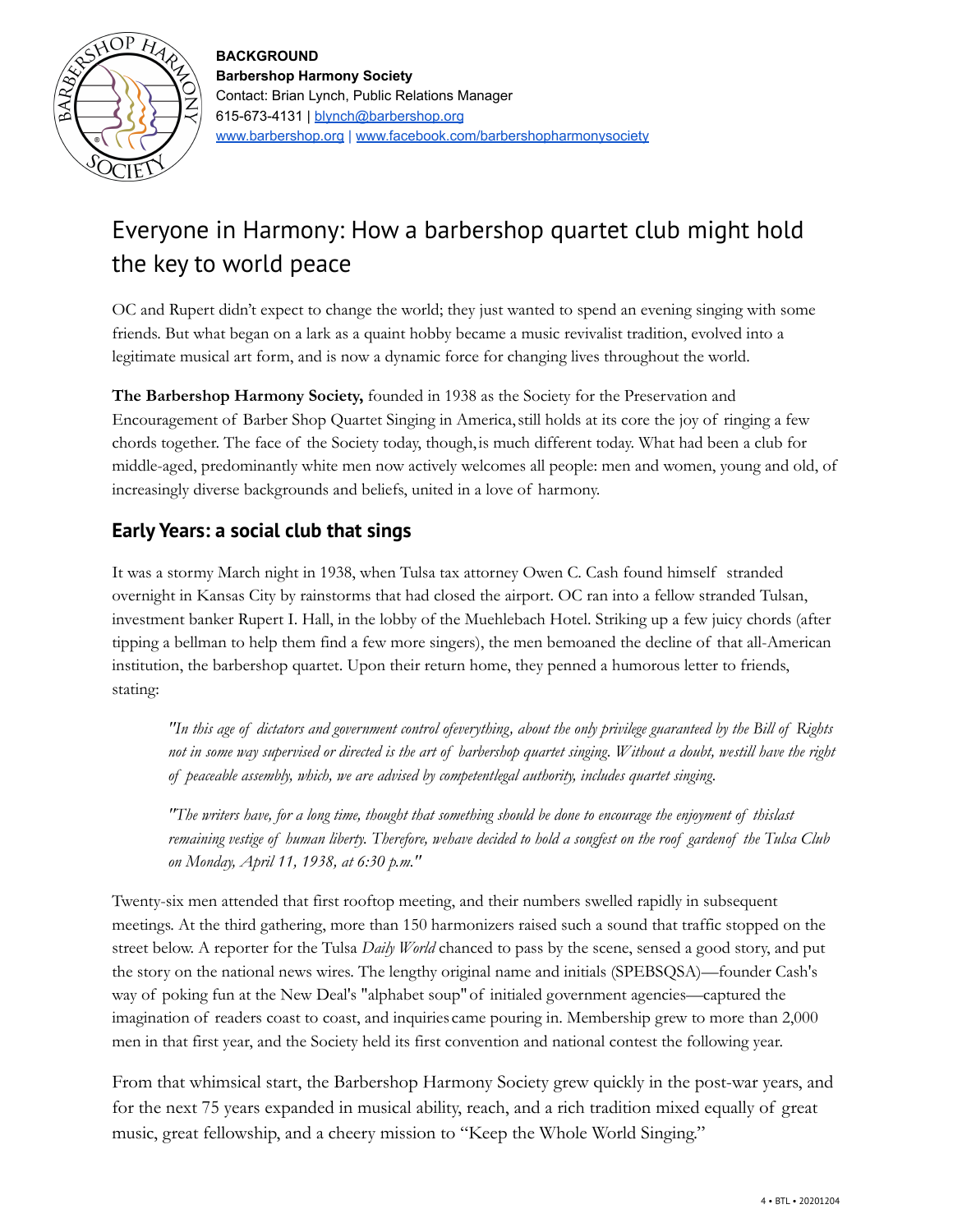**BACKGROUND**
**Barbershop Harmony Society**
Contact: Brian Lynch, Public Relations Manager
615-673-4131 | blynch@barbershop.org
www.barbershop.org | www.facebook.com/barbershopharmonysociety

# Everyone in Harmony: How a barbershop quartet club might hold the key to world peace

OC and Rupert didn't expect to change the world; they just wanted to spend an evening singing with some friends. But what began on a lark as a quaint hobby became a music revivalist tradition, evolved into a legitimate musical art form, and is now a dynamic force for changing lives throughout the world.

**The Barbershop Harmony Society,** founded in 1938 as the Society for the Preservation and Encouragement of Barber Shop Quartet Singing in America, still holds at its core the joy of ringing a few chords together. The face of the Society today, though, is much different today. What had been a club for middle-aged, predominantly white men now actively welcomes all people: men and women, young and old, of increasingly diverse backgrounds and beliefs, united in a love of harmony.

## Early Years: a social club that sings

It was a stormy March night in 1938, when Tulsa tax attorney Owen C. Cash found himself stranded overnight in Kansas City by rainstorms that had closed the airport. OC ran into a fellow stranded Tulsan, investment banker Rupert I. Hall, in the lobby of the Muehlebach Hotel. Striking up a few juicy chords (after tipping a bellman to help them find a few more singers), the men bemoaned the decline of that all-American institution, the barbershop quartet. Upon their return home, they penned a humorous letter to friends, stating:

> *"In this age of dictators and government control ofeverything, about the only privilege guaranteed by the Bill of Rights not in some way supervised or directed is the art of barbershop quartet singing. Without a doubt, westill have the right of peaceable assembly, which, we are advised by competentlegal authority, includes quartet singing.*
>
> *"The writers have, for a long time, thought that something should be done to encourage the enjoyment of thislast remaining vestige of human liberty. Therefore, wehave decided to hold a songfest on the roof gardenof the Tulsa Club on Monday, April 11, 1938, at 6:30 p.m."*

Twenty-six men attended that first rooftop meeting, and their numbers swelled rapidly in subsequent meetings. At the third gathering, more than 150 harmonizers raised such a sound that traffic stopped on the street below. A reporter for the Tulsa *Daily World* chanced to pass by the scene, sensed a good story, and put the story on the national news wires. The lengthy original name and initials (SPEBSQSA)—founder Cash's way of poking fun at the New Deal's "alphabet soup" of initialed government agencies—captured the imagination of readers coast to coast, and inquiries came pouring in. Membership grew to more than 2,000 men in that first year, and the Society held its first convention and national contest the following year.

From that whimsical start, the Barbershop Harmony Society grew quickly in the post-war years, and for the next 75 years expanded in musical ability, reach, and a rich tradition mixed equally of great music, great fellowship, and a cheery mission to "Keep the Whole World Singing."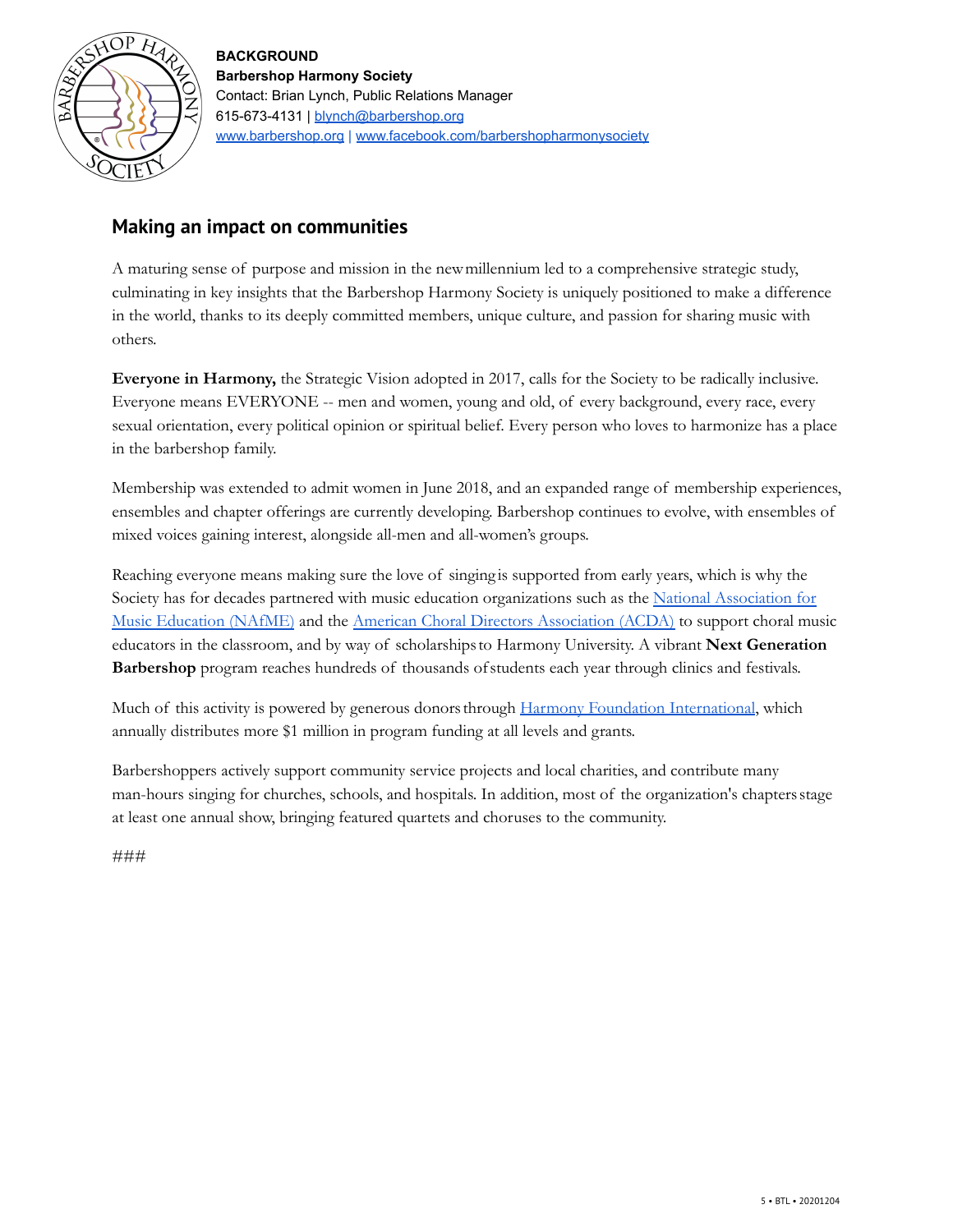**BACKGROUND**
**Barbershop Harmony Society**
Contact: Brian Lynch, Public Relations Manager
615-673-4131 | [blynch@barbershop.org](mailto:blynch@barbershop.org)
[www.barbershop.org](http://www.barbershop.org) | [www.facebook.com/barbershopharmonysociety](http://www.facebook.com/barbershopharmonysociety)

## Making an impact on communities

A maturing sense of purpose and mission in the new millennium led to a comprehensive strategic study, culminating in key insights that the Barbershop Harmony Society is uniquely positioned to make a difference in the world, thanks to its deeply committed members, unique culture, and passion for sharing music with others.

**Everyone in Harmony,** the Strategic Vision adopted in 2017, calls for the Society to be radically inclusive. Everyone means EVERYONE -- men and women, young and old, of every background, every race, every sexual orientation, every political opinion or spiritual belief. Every person who loves to harmonize has a place in the barbershop family.

Membership was extended to admit women in June 2018, and an expanded range of membership experiences, ensembles and chapter offerings are currently developing. Barbershop continues to evolve, with ensembles of mixed voices gaining interest, alongside all-men and all-women's groups.

Reaching everyone means making sure the love of singing is supported from early years, which is why the Society has for decades partnered with music education organizations such as the National Association for Music Education (NAfME) and the American Choral Directors Association (ACDA) to support choral music educators in the classroom, and by way of scholarships to Harmony University. A vibrant **Next Generation Barbershop** program reaches hundreds of thousands of students each year through clinics and festivals.

Much of this activity is powered by generous donors through Harmony Foundation International, which annually distributes more $1 million in program funding at all levels and grants.

Barbershoppers actively support community service projects and local charities, and contribute many man-hours singing for churches, schools, and hospitals. In addition, most of the organization's chapters stage at least one annual show, bringing featured quartets and choruses to the community.

###